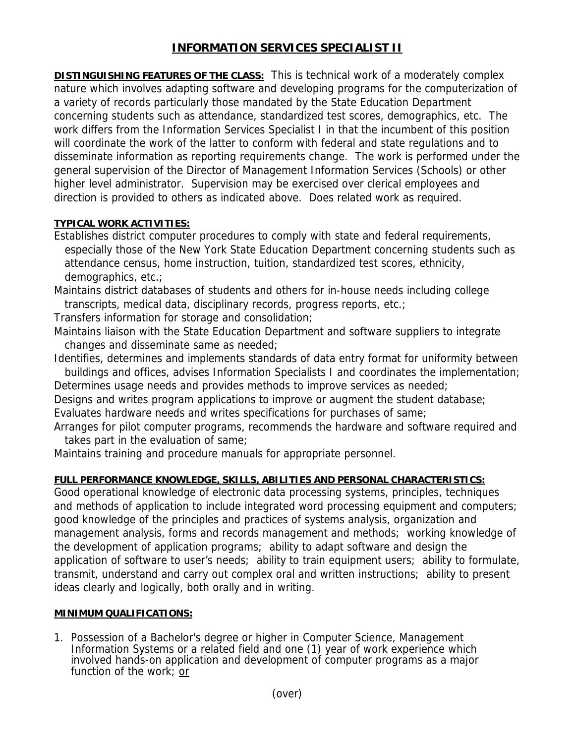# INFORMATION SERVICES SPECIALIST II

**DISTINGUISHING FEATURES OF THE CLASS:** This is technical work of a moderately complex nature which involves adapting software and developing programs for the computerization of a variety of records particularly those mandated by the State Education Department concerning students such as attendance, standardized test scores, demographics, etc. The work differs from the Information Services Specialist I in that the incumbent of this position will coordinate the work of the latter to conform with federal and state regulations and to disseminate information as reporting requirements change. The work is performed under the general supervision of the Director of Management Information Services (Schools) or other higher level administrator. Supervision may be exercised over clerical employees and direction is provided to others as indicated above. Does related work as required.

**TYPICAL WORK ACTIVITIES:**

Establishes district computer procedures to comply with state and federal requirements, especially those of the New York State Education Department concerning students such as attendance census, home instruction, tuition, standardized test scores, ethnicity, demographics, etc.;

Maintains district databases of students and others for in-house needs including college transcripts, medical data, disciplinary records, progress reports, etc.;

Transfers information for storage and consolidation;

Maintains liaison with the State Education Department and software suppliers to integrate changes and disseminate same as needed;

Identifies, determines and implements standards of data entry format for uniformity between buildings and offices, advises Information Specialists I and coordinates the implementation;

Determines usage needs and provides methods to improve services as needed;

Designs and writes program applications to improve or augment the student database;

Evaluates hardware needs and writes specifications for purchases of same;

Arranges for pilot computer programs, recommends the hardware and software required and takes part in the evaluation of same;

Maintains training and procedure manuals for appropriate personnel.

**FULL PERFORMANCE KNOWLEDGE, SKILLS, ABILITIES AND PERSONAL CHARACTERISTICS:**

Good operational knowledge of electronic data processing systems, principles, techniques and methods of application to include integrated word processing equipment and computers; good knowledge of the principles and practices of systems analysis, organization and management analysis, forms and records management and methods; working knowledge of the development of application programs; ability to adapt software and design the application of software to user's needs; ability to train equipment users; ability to formulate, transmit, understand and carry out complex oral and written instructions; ability to present ideas clearly and logically, both orally and in writing.

**MINIMUM QUALIFICATIONS:**

1. Possession of a Bachelor's degree or higher in Computer Science, Management Information Systems or a related field and one (1) year of work experience which involved hands-on application and development of computer programs as a major function of the work; <u>or</u>

(over)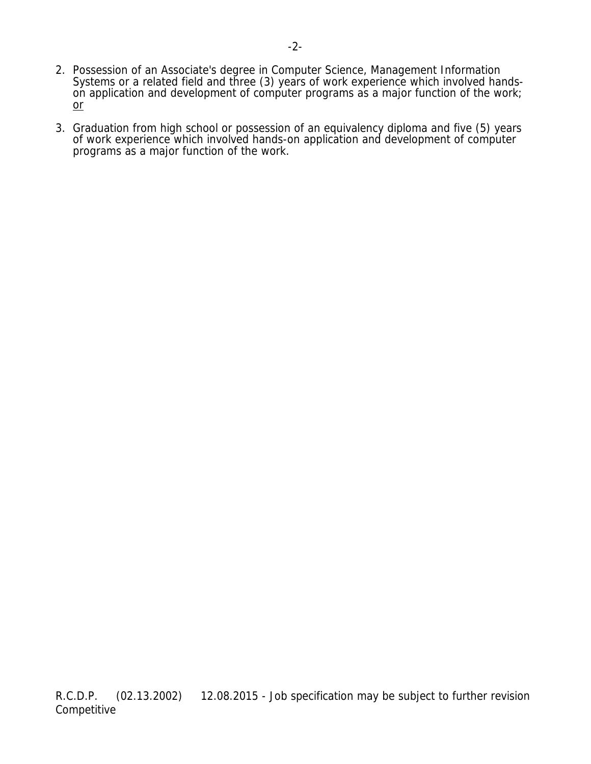2. Possession of an Associate's degree in Computer Science, Management Information Systems or a related field and three (3) years of work experience which involved hands-on application and development of computer programs as a major function of the work; <u>or</u>

3. Graduation from high school or possession of an equivalency diploma and five (5) years of work experience which involved hands-on application and development of computer programs as a major function of the work.

R.C.D.P. (02.13.2002) 12.08.2015 - Job specification may be subject to further revision
Competitive